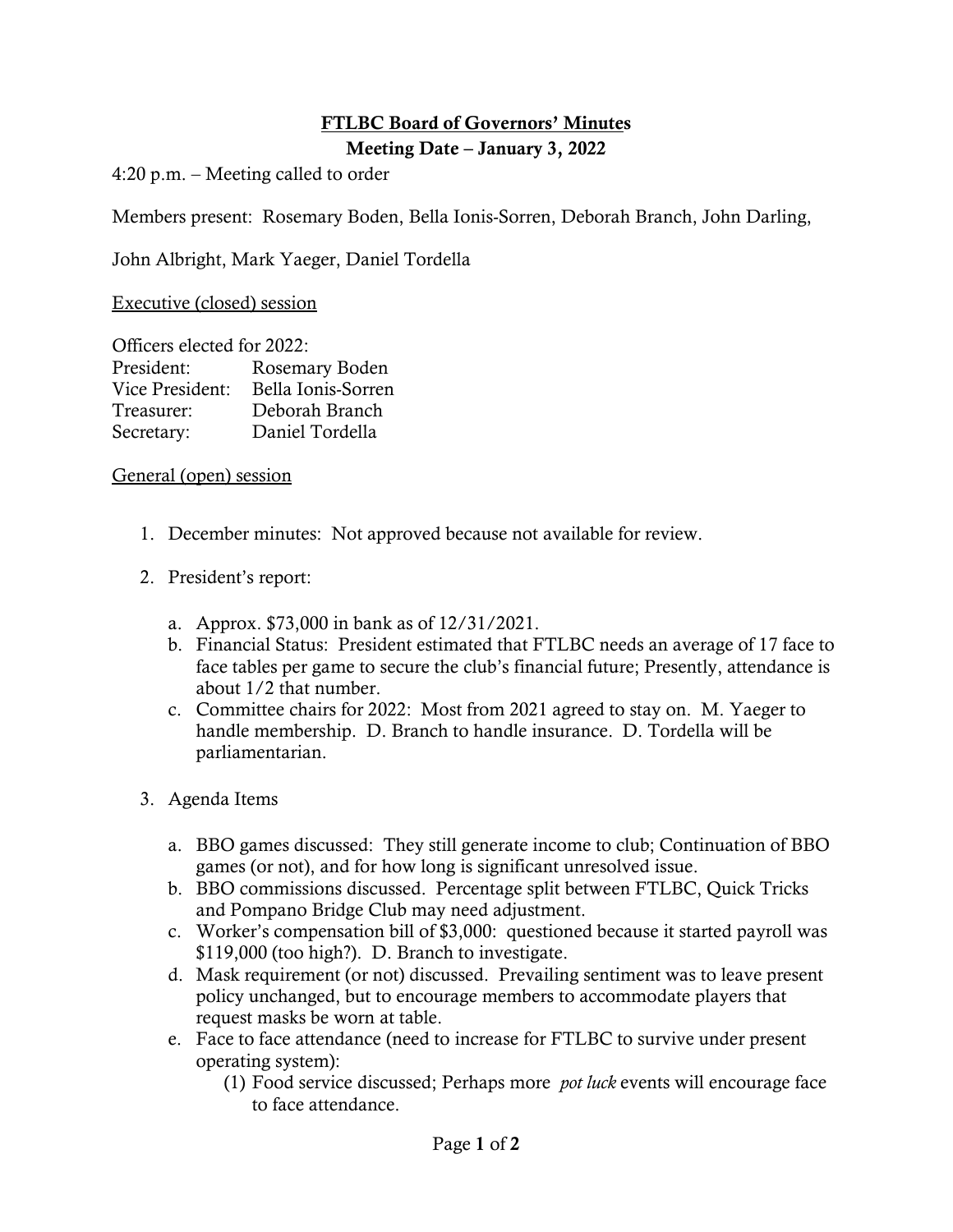# FTLBC Board of Governors' Minutes

## Meeting Date – January 3, 2022

4:20 p.m. – Meeting called to order

Members present: Rosemary Boden, Bella Ionis-Sorren, Deborah Branch, John Darling,

John Albright, Mark Yaeger, Daniel Tordella

Executive (closed) session

Officers elected for 2022:

| | |
|---|---|
| President: | Rosemary Boden |
| Vice President: | Bella Ionis-Sorren |
| Treasurer: | Deborah Branch |
| Secretary: | Daniel Tordella |

General (open) session

1. December minutes: Not approved because not available for review.

2. President's report:

    a. Approx. $73,000 in bank as of 12/31/2021.
    b. Financial Status: President estimated that FTLBC needs an average of 17 face to face tables per game to secure the club's financial future; Presently, attendance is about 1/2 that number.
    c. Committee chairs for 2022: Most from 2021 agreed to stay on. M. Yaeger to handle membership. D. Branch to handle insurance. D. Tordella will be parliamentarian.

3. Agenda Items

    a. BBO games discussed: They still generate income to club; Continuation of BBO games (or not), and for how long is significant unresolved issue.
    b. BBO commissions discussed. Percentage split between FTLBC, Quick Tricks and Pompano Bridge Club may need adjustment.
    c. Worker's compensation bill of $3,000: questioned because it started payroll was $119,000 (too high?). D. Branch to investigate.
    d. Mask requirement (or not) discussed. Prevailing sentiment was to leave present policy unchanged, but to encourage members to accommodate players that request masks be worn at table.
    e. Face to face attendance (need to increase for FTLBC to survive under present operating system):
        (1) Food service discussed; Perhaps more *pot luck* events will encourage face to face attendance.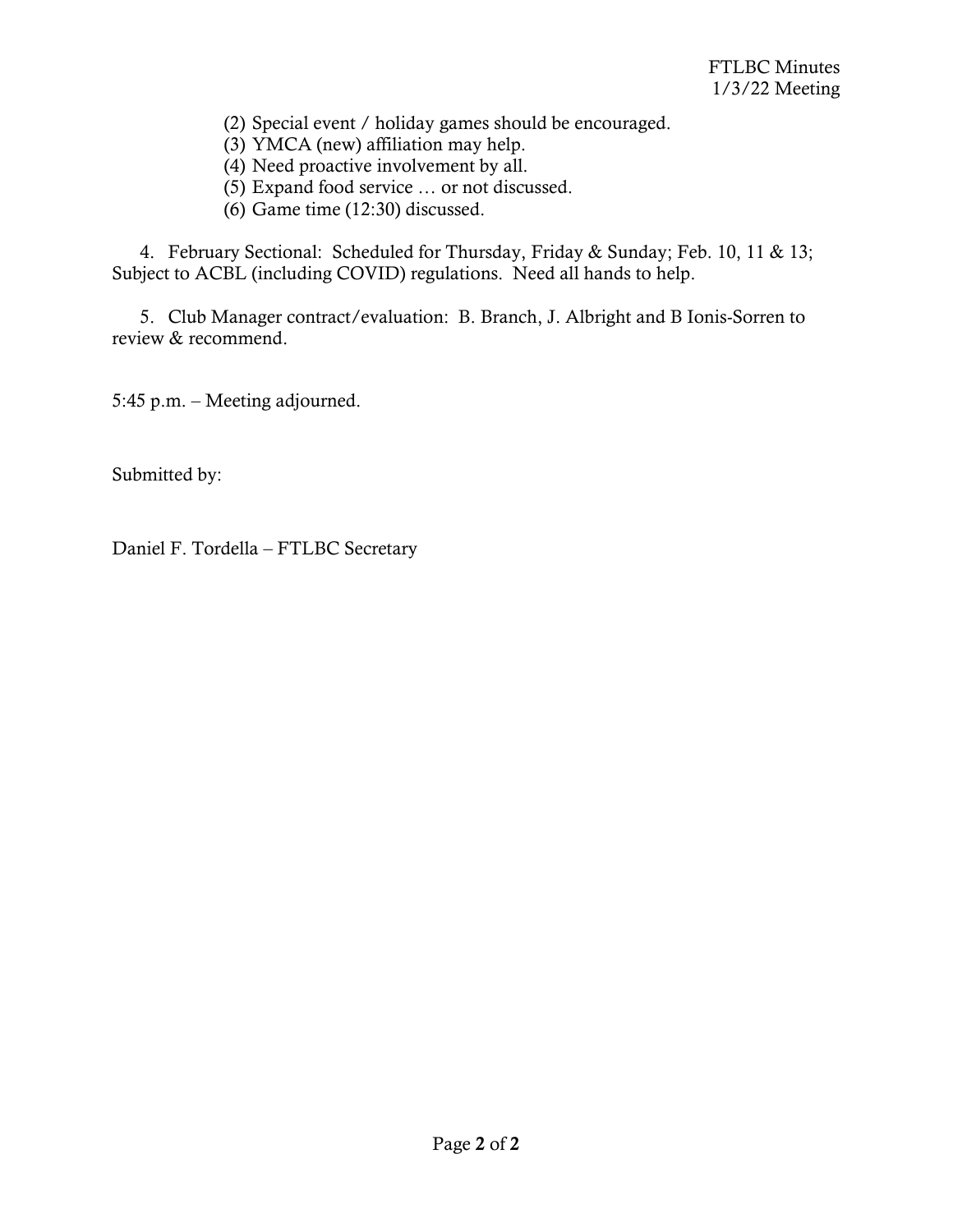(2) Special event / holiday games should be encouraged.
(3) YMCA (new) affiliation may help.
(4) Need proactive involvement by all.
(5) Expand food service … or not discussed.
(6) Game time (12:30) discussed.

4. February Sectional: Scheduled for Thursday, Friday & Sunday; Feb. 10, 11 & 13; Subject to ACBL (including COVID) regulations. Need all hands to help.

5. Club Manager contract/evaluation: B. Branch, J. Albright and B Ionis-Sorren to review & recommend.

5:45 p.m. – Meeting adjourned.

Submitted by:

Daniel F. Tordella – FTLBC Secretary